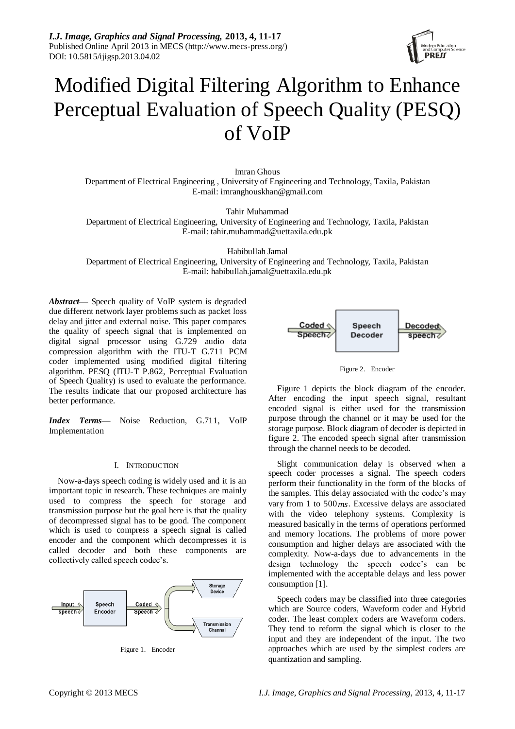# Modified Digital Filtering Algorithm to Enhance Perceptual Evaluation of Speech Quality (PESQ) of VoIP

Imran Ghous
Department of Electrical Engineering , University of Engineering and Technology, Taxila, Pakistan
E-mail: imranghouskhan@gmail.com

Tahir Muhammad
Department of Electrical Engineering, University of Engineering and Technology, Taxila, Pakistan
E-mail: tahir.muhammad@uettaxila.edu.pk

Habibullah Jamal
Department of Electrical Engineering, University of Engineering and Technology, Taxila, Pakistan
E-mail: habibullah.jamal@uettaxila.edu.pk

***Abstract*—** Speech quality of VoIP system is degraded due different network layer problems such as packet loss delay and jitter and external noise. This paper compares the quality of speech signal that is implemented on digital signal processor using G.729 audio data compression algorithm with the ITU-T G.711 PCM coder implemented using modified digital filtering algorithm. PESQ (ITU-T P.862, Perceptual Evaluation of Speech Quality) is used to evaluate the performance. The results indicate that our proposed architecture has better performance.

***Index Terms*—** Noise Reduction, G.711, VoIP Implementation

## I. Introduction

Now-a-days speech coding is widely used and it is an important topic in research. These techniques are mainly used to compress the speech for storage and transmission purpose but the goal here is that the quality of decompressed signal has to be good. The component which is used to compress a speech signal is called encoder and the component which decompresses it is called decoder and both these components are collectively called speech codec's.

Figure 1. Encoder

Figure 2. Encoder

Figure 1 depicts the block diagram of the encoder. After encoding the input speech signal, resultant encoded signal is either used for the transmission purpose through the channel or it may be used for the storage purpose. Block diagram of decoder is depicted in figure 2. The encoded speech signal after transmission through the channel needs to be decoded.

Slight communication delay is observed when a speech coder processes a signal. The speech coders perform their functionality in the form of the blocks of the samples. This delay associated with the codec's may vary from 1 to 500 $ms$. Excessive delays are associated with the video telephony systems. Complexity is measured basically in the terms of operations performed and memory locations. The problems of more power consumption and higher delays are associated with the complexity. Now-a-days due to advancements in the design technology the speech codec's can be implemented with the acceptable delays and less power consumption [1].

Speech coders may be classified into three categories which are Source coders, Waveform coder and Hybrid coder. The least complex coders are Waveform coders. They tend to reform the signal which is closer to the input and they are independent of the input. The two approaches which are used by the simplest coders are quantization and sampling.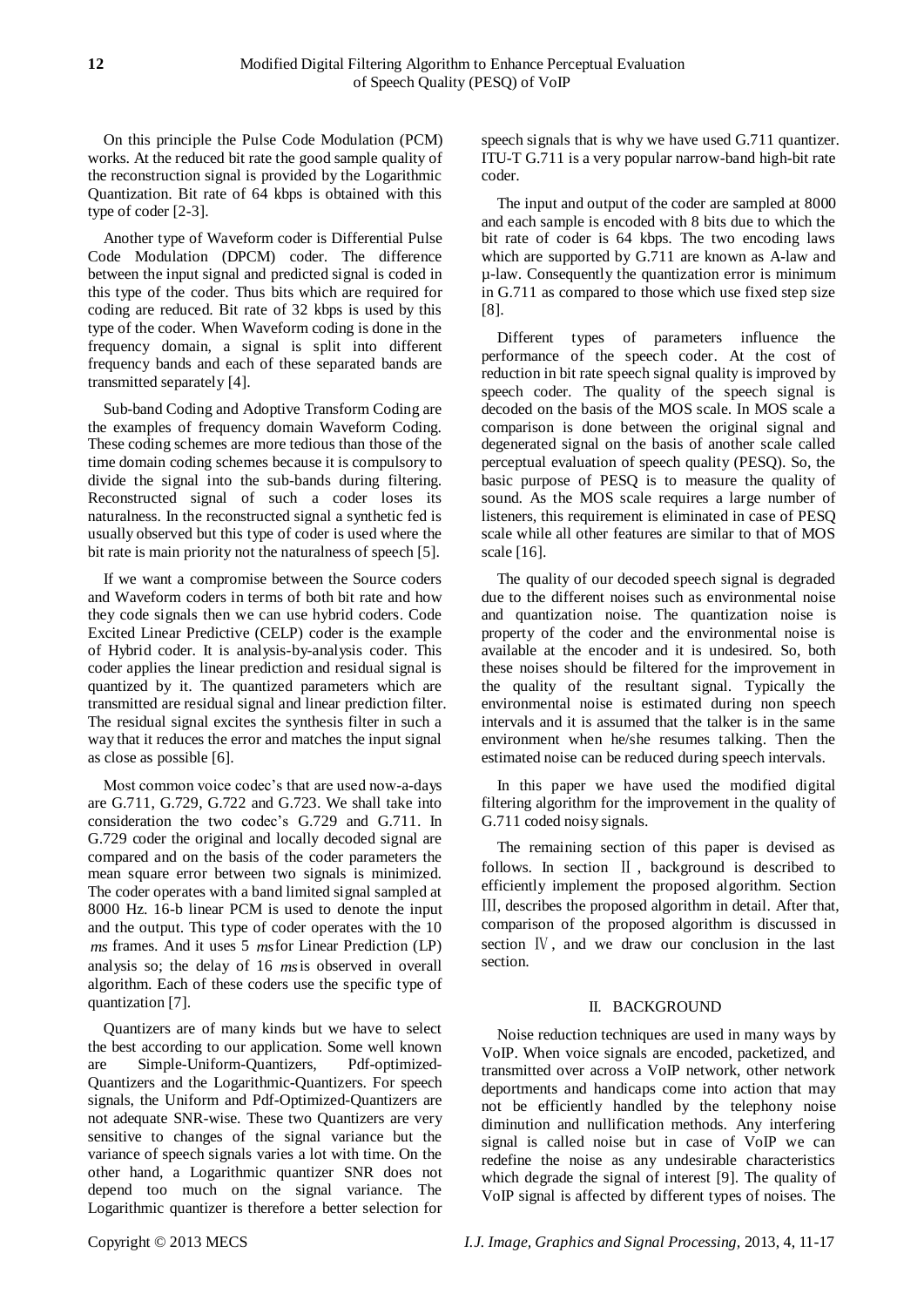On this principle the Pulse Code Modulation (PCM) works. At the reduced bit rate the good sample quality of the reconstruction signal is provided by the Logarithmic Quantization. Bit rate of 64 kbps is obtained with this type of coder [2-3].

Another type of Waveform coder is Differential Pulse Code Modulation (DPCM) coder. The difference between the input signal and predicted signal is coded in this type of the coder. Thus bits which are required for coding are reduced. Bit rate of 32 kbps is used by this type of the coder. When Waveform coding is done in the frequency domain, a signal is split into different frequency bands and each of these separated bands are transmitted separately [4].

Sub-band Coding and Adoptive Transform Coding are the examples of frequency domain Waveform Coding. These coding schemes are more tedious than those of the time domain coding schemes because it is compulsory to divide the signal into the sub-bands during filtering. Reconstructed signal of such a coder loses its naturalness. In the reconstructed signal a synthetic fed is usually observed but this type of coder is used where the bit rate is main priority not the naturalness of speech [5].

If we want a compromise between the Source coders and Waveform coders in terms of both bit rate and how they code signals then we can use hybrid coders. Code Excited Linear Predictive (CELP) coder is the example of Hybrid coder. It is analysis-by-analysis coder. This coder applies the linear prediction and residual signal is quantized by it. The quantized parameters which are transmitted are residual signal and linear prediction filter. The residual signal excites the synthesis filter in such a way that it reduces the error and matches the input signal as close as possible [6].

Most common voice codec's that are used now-a-days are G.711, G.729, G.722 and G.723. We shall take into consideration the two codec's G.729 and G.711. In G.729 coder the original and locally decoded signal are compared and on the basis of the coder parameters the mean square error between two signals is minimized. The coder operates with a band limited signal sampled at 8000 Hz. 16-b linear PCM is used to denote the input and the output. This type of coder operates with the 10 $ms$ frames. And it uses 5 $ms$ for Linear Prediction (LP) analysis so; the delay of 16 $ms$ is observed in overall algorithm. Each of these coders use the specific type of quantization [7].

Quantizers are of many kinds but we have to select the best according to our application. Some well known are Simple-Uniform-Quantizers, Pdf-optimized-Quantizers and the Logarithmic-Quantizers. For speech signals, the Uniform and Pdf-Optimized-Quantizers are not adequate SNR-wise. These two Quantizers are very sensitive to changes of the signal variance but the variance of speech signals varies a lot with time. On the other hand, a Logarithmic quantizer SNR does not depend too much on the signal variance. The Logarithmic quantizer is therefore a better selection for speech signals that is why we have used G.711 quantizer. ITU-T G.711 is a very popular narrow-band high-bit rate coder.

The input and output of the coder are sampled at 8000 and each sample is encoded with 8 bits due to which the bit rate of coder is 64 kbps. The two encoding laws which are supported by G.711 are known as A-law and µ-law. Consequently the quantization error is minimum in G.711 as compared to those which use fixed step size [8].

Different types of parameters influence the performance of the speech coder. At the cost of reduction in bit rate speech signal quality is improved by speech coder. The quality of the speech signal is decoded on the basis of the MOS scale. In MOS scale a comparison is done between the original signal and degenerated signal on the basis of another scale called perceptual evaluation of speech quality (PESQ). So, the basic purpose of PESQ is to measure the quality of sound. As the MOS scale requires a large number of listeners, this requirement is eliminated in case of PESQ scale while all other features are similar to that of MOS scale [16].

The quality of our decoded speech signal is degraded due to the different noises such as environmental noise and quantization noise. The quantization noise is property of the coder and the environmental noise is available at the encoder and it is undesired. So, both these noises should be filtered for the improvement in the quality of the resultant signal. Typically the environmental noise is estimated during non speech intervals and it is assumed that the talker is in the same environment when he/she resumes talking. Then the estimated noise can be reduced during speech intervals.

In this paper we have used the modified digital filtering algorithm for the improvement in the quality of G.711 coded noisy signals.

The remaining section of this paper is devised as follows. In section Ⅱ, background is described to efficiently implement the proposed algorithm. Section Ⅲ, describes the proposed algorithm in detail. After that, comparison of the proposed algorithm is discussed in section Ⅳ, and we draw our conclusion in the last section.

## II. BACKGROUND

Noise reduction techniques are used in many ways by VoIP. When voice signals are encoded, packetized, and transmitted over across a VoIP network, other network deportments and handicaps come into action that may not be efficiently handled by the telephony noise diminution and nullification methods. Any interfering signal is called noise but in case of VoIP we can redefine the noise as any undesirable characteristics which degrade the signal of interest [9]. The quality of VoIP signal is affected by different types of noises. The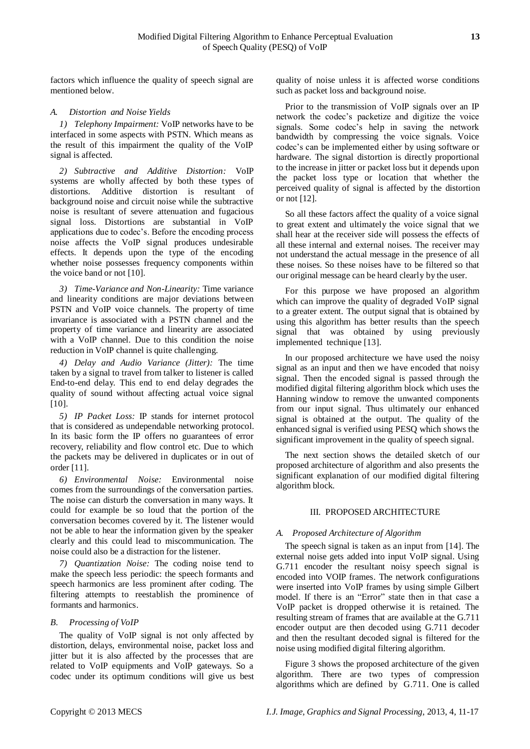factors which influence the quality of speech signal are mentioned below.

### *A. Distortion and Noise Yields*

*1) Telephony Impairment:* VoIP networks have to be interfaced in some aspects with PSTN. Which means as the result of this impairment the quality of the VoIP signal is affected.

*2) Subtractive and Additive Distortion:* VoIP systems are wholly affected by both these types of distortions. Additive distortion is resultant of background noise and circuit noise while the subtractive noise is resultant of severe attenuation and fugacious signal loss. Distortions are substantial in VoIP applications due to codec's. Before the encoding process noise affects the VoIP signal produces undesirable effects. It depends upon the type of the encoding whether noise possesses frequency components within the voice band or not [10].

*3) Time-Variance and Non-Linearity:* Time variance and linearity conditions are major deviations between PSTN and VoIP voice channels. The property of time invariance is associated with a PSTN channel and the property of time variance and linearity are associated with a VoIP channel. Due to this condition the noise reduction in VoIP channel is quite challenging.

*4) Delay and Audio Variance (Jitter):* The time taken by a signal to travel from talker to listener is called End-to-end delay. This end to end delay degrades the quality of sound without affecting actual voice signal [10].

*5) IP Packet Loss:* IP stands for internet protocol that is considered as undependable networking protocol. In its basic form the IP offers no guarantees of error recovery, reliability and flow control etc. Due to which the packets may be delivered in duplicates or in out of order [11].

*6) Environmental Noise:* Environmental noise comes from the surroundings of the conversation parties. The noise can disturb the conversation in many ways. It could for example be so loud that the portion of the conversation becomes covered by it. The listener would not be able to hear the information given by the speaker clearly and this could lead to miscommunication. The noise could also be a distraction for the listener.

*7) Quantization Noise:* The coding noise tend to make the speech less periodic: the speech formants and speech harmonics are less prominent after coding. The filtering attempts to reestablish the prominence of formants and harmonics.

### *B. Processing of VoIP*

The quality of VoIP signal is not only affected by distortion, delays, environmental noise, packet loss and jitter but it is also affected by the processes that are related to VoIP equipments and VoIP gateways. So a codec under its optimum conditions will give us best quality of noise unless it is affected worse conditions such as packet loss and background noise.

Prior to the transmission of VoIP signals over an IP network the codec's packetize and digitize the voice signals. Some codec's help in saving the network bandwidth by compressing the voice signals. Voice codec's can be implemented either by using software or hardware. The signal distortion is directly proportional to the increase in jitter or packet loss but it depends upon the packet loss type or location that whether the perceived quality of signal is affected by the distortion or not [12].

So all these factors affect the quality of a voice signal to great extent and ultimately the voice signal that we shall hear at the receiver side will possess the effects of all these internal and external noises. The receiver may not understand the actual message in the presence of all these noises. So these noises have to be filtered so that our original message can be heard clearly by the user.

For this purpose we have proposed an algorithm which can improve the quality of degraded VoIP signal to a greater extent. The output signal that is obtained by using this algorithm has better results than the speech signal that was obtained by using previously implemented technique [13].

In our proposed architecture we have used the noisy signal as an input and then we have encoded that noisy signal. Then the encoded signal is passed through the modified digital filtering algorithm block which uses the Hanning window to remove the unwanted components from our input signal. Thus ultimately our enhanced signal is obtained at the output. The quality of the enhanced signal is verified using PESQ which shows the significant improvement in the quality of speech signal.

The next section shows the detailed sketch of our proposed architecture of algorithm and also presents the significant explanation of our modified digital filtering algorithm block.

## III. PROPOSED ARCHITECTURE

### *A. Proposed Architecture of Algorithm*

The speech signal is taken as an input from [14]. The external noise gets added into input VoIP signal. Using G.711 encoder the resultant noisy speech signal is encoded into VOIP frames. The network configurations were inserted into VoIP frames by using simple Gilbert model. If there is an "Error" state then in that case a VoIP packet is dropped otherwise it is retained. The resulting stream of frames that are available at the G.711 encoder output are then decoded using G.711 decoder and then the resultant decoded signal is filtered for the noise using modified digital filtering algorithm.

Figure 3 shows the proposed architecture of the given algorithm. There are two types of compression algorithms which are defined by G.711. One is called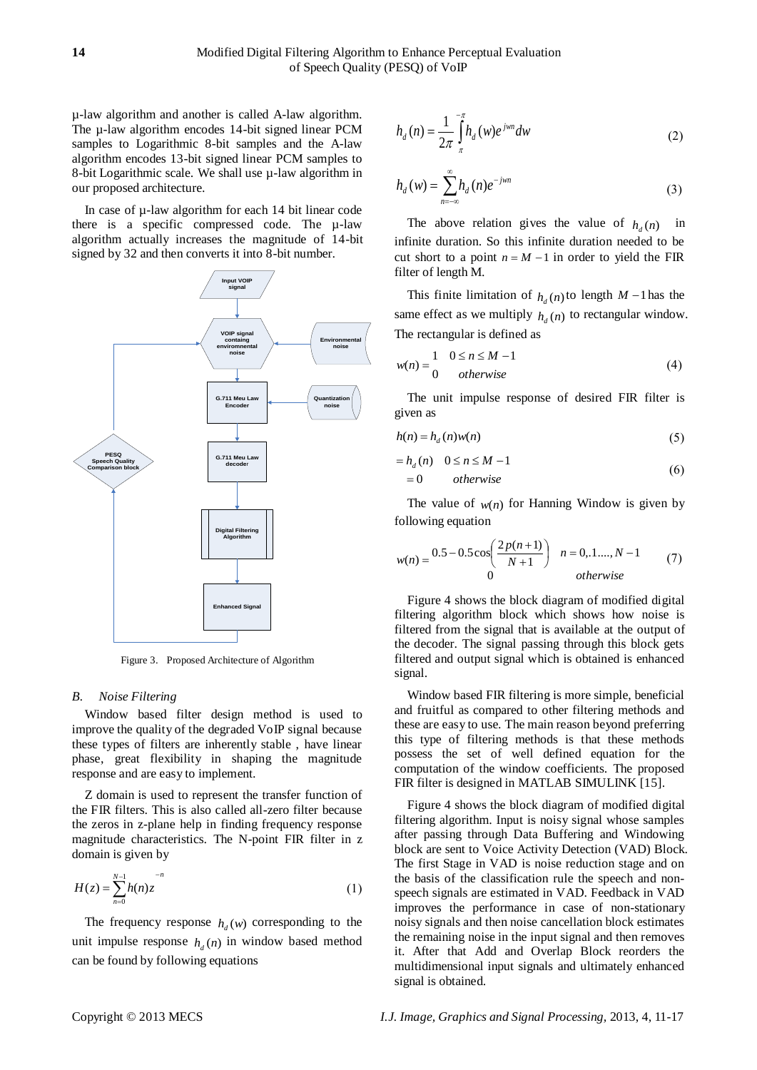µ-law algorithm and another is called A-law algorithm. The µ-law algorithm encodes 14-bit signed linear PCM samples to Logarithmic 8-bit samples and the A-law algorithm encodes 13-bit signed linear PCM samples to 8-bit Logarithmic scale. We shall use µ-law algorithm in our proposed architecture.

In case of µ-law algorithm for each 14 bit linear code there is a specific compressed code. The µ-law algorithm actually increases the magnitude of 14-bit signed by 32 and then converts it into 8-bit number.

Figure 3. Proposed Architecture of Algorithm

### *B. Noise Filtering*

Window based filter design method is used to improve the quality of the degraded VoIP signal because these types of filters are inherently stable , have linear phase, great flexibility in shaping the magnitude response and are easy to implement.

Z domain is used to represent the transfer function of the FIR filters. This is also called all-zero filter because the zeros in z-plane help in finding frequency response magnitude characteristics. The N-point FIR filter in z domain is given by

$$H(z) = \sum_{n=0}^{N-1} h(n) z^{-n} \tag{1}$$

The frequency response $h_d(w)$ corresponding to the unit impulse response $h_d(n)$ in window based method can be found by following equations

$$h_d(n) = \frac{1}{2\pi} \int_{\pi}^{-\pi} h_d(w) e^{jwn} dw \tag{2}$$

$$h_d(w) = \sum_{n=-\infty}^{\infty} h_d(n) e^{-jwn} \tag{3}$$

The above relation gives the value of $h_d(n)$ in infinite duration. So this infinite duration needed to be cut short to a point $n = M - 1$ in order to yield the FIR filter of length M.

This finite limitation of $h_d(n)$ to length $M - 1$ has the same effect as we multiply $h_d(n)$ to rectangular window. The rectangular is defined as

$$w(n) = \begin{cases} 1 & 0 \le n \le M - 1 \\ 0 & otherwise \end{cases} \tag{4}$$

The unit impulse response of desired FIR filter is given as

$$h(n) = h_d(n) w(n) \tag{5}$$

$$\begin{aligned} &= h_d(n) \quad 0 \le n \le M - 1 \\ &= 0 \quad\quad otherwise \end{aligned} \tag{6}$$

The value of $w(n)$ for Hanning Window is given by following equation

$$w(n) = \begin{cases} 0.5 - 0.5\cos\left(\dfrac{2p(n+1)}{N+1}\right) & n = 0,.1....,N-1 \\ 0 & otherwise \end{cases} \tag{7}$$

Figure 4 shows the block diagram of modified digital filtering algorithm block which shows how noise is filtered from the signal that is available at the output of the decoder. The signal passing through this block gets filtered and output signal which is obtained is enhanced signal.

Window based FIR filtering is more simple, beneficial and fruitful as compared to other filtering methods and these are easy to use. The main reason beyond preferring this type of filtering methods is that these methods possess the set of well defined equation for the computation of the window coefficients. The proposed FIR filter is designed in MATLAB SIMULINK [15].

Figure 4 shows the block diagram of modified digital filtering algorithm. Input is noisy signal whose samples after passing through Data Buffering and Windowing block are sent to Voice Activity Detection (VAD) Block. The first Stage in VAD is noise reduction stage and on the basis of the classification rule the speech and non-speech signals are estimated in VAD. Feedback in VAD improves the performance in case of non-stationary noisy signals and then noise cancellation block estimates the remaining noise in the input signal and then removes it. After that Add and Overlap Block reorders the multidimensional input signals and ultimately enhanced signal is obtained.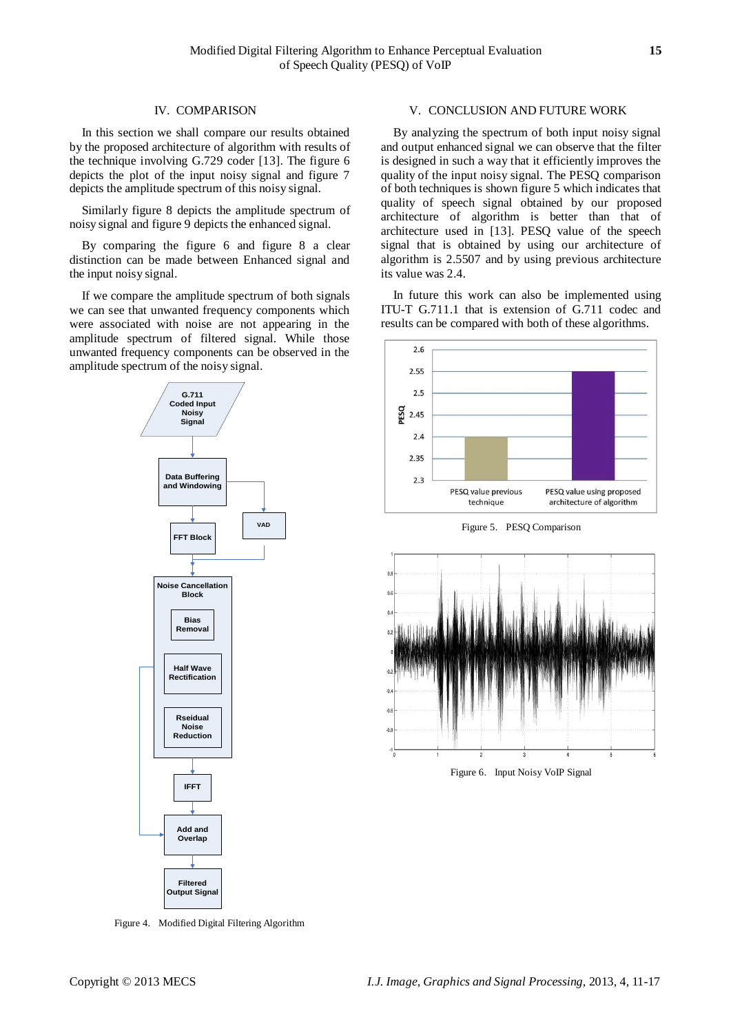## IV. COMPARISON

In this section we shall compare our results obtained by the proposed architecture of algorithm with results of the technique involving G.729 coder [13]. The figure 6 depicts the plot of the input noisy signal and figure 7 depicts the amplitude spectrum of this noisy signal.

Similarly figure 8 depicts the amplitude spectrum of noisy signal and figure 9 depicts the enhanced signal.

By comparing the figure 6 and figure 8 a clear distinction can be made between Enhanced signal and the input noisy signal.

If we compare the amplitude spectrum of both signals we can see that unwanted frequency components which were associated with noise are not appearing in the amplitude spectrum of filtered signal. While those unwanted frequency components can be observed in the amplitude spectrum of the noisy signal.

Figure 4. Modified Digital Filtering Algorithm

## V. CONCLUSION AND FUTURE WORK

By analyzing the spectrum of both input noisy signal and output enhanced signal we can observe that the filter is designed in such a way that it efficiently improves the quality of the input noisy signal. The PESQ comparison of both techniques is shown figure 5 which indicates that quality of speech signal obtained by our proposed architecture of algorithm is better than that of architecture used in [13]. PESQ value of the speech signal that is obtained by using our architecture of algorithm is 2.5507 and by using previous architecture its value was 2.4.

In future this work can also be implemented using ITU-T G.711.1 that is extension of G.711 codec and results can be compared with both of these algorithms.

Figure 5. PESQ Comparison

Figure 6. Input Noisy VoIP Signal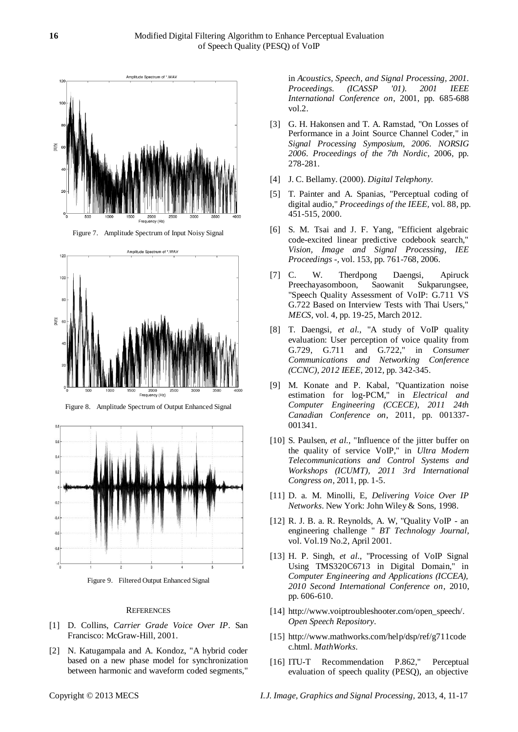Figure 7. Amplitude Spectrum of Input Noisy Signal

Figure 8. Amplitude Spectrum of Output Enhanced Signal

Figure 9. Filtered Output Enhanced Signal

## REFERENCES

[1] D. Collins, *Carrier Grade Voice Over IP*. San Francisco: McGraw-Hill, 2001.

[2] N. Katugampala and A. Kondoz, "A hybrid coder based on a new phase model for synchronization between harmonic and waveform coded segments," in *Acoustics, Speech, and Signal Processing, 2001. Proceedings. (ICASSP '01). 2001 IEEE International Conference on*, 2001, pp. 685-688 vol.2.

[3] G. H. Hakonsen and T. A. Ramstad, "On Losses of Performance in a Joint Source Channel Coder," in *Signal Processing Symposium, 2006. NORSIG 2006. Proceedings of the 7th Nordic*, 2006, pp. 278-281.

[4] J. C. Bellamy. (2000). *Digital Telephony*.

[5] T. Painter and A. Spanias, "Perceptual coding of digital audio," *Proceedings of the IEEE*, vol. 88, pp. 451-515, 2000.

[6] S. M. Tsai and J. F. Yang, "Efficient algebraic code-excited linear predictive codebook search," *Vision, Image and Signal Processing, IEE Proceedings -*, vol. 153, pp. 761-768, 2006.

[7] C. W. Therdpong Daengsi, Apiruck Preechayasomboon, Saowanit Sukparungsee, "Speech Quality Assessment of VoIP: G.711 VS G.722 Based on Interview Tests with Thai Users," *MECS*, vol. 4, pp. 19-25, March 2012.

[8] T. Daengsi, *et al.*, "A study of VoIP quality evaluation: User perception of voice quality from G.729, G.711 and G.722," in *Consumer Communications and Networking Conference (CCNC), 2012 IEEE*, 2012, pp. 342-345.

[9] M. Konate and P. Kabal, "Quantization noise estimation for log-PCM," in *Electrical and Computer Engineering (CCECE), 2011 24th Canadian Conference on*, 2011, pp. 001337-001341.

[10] S. Paulsen, *et al.*, "Influence of the jitter buffer on the quality of service VoIP," in *Ultra Modern Telecommunications and Control Systems and Workshops (ICUMT), 2011 3rd International Congress on*, 2011, pp. 1-5.

[11] D. a. M. Minolli, E, *Delivering Voice Over IP Networks*. New York: John Wiley & Sons, 1998.

[12] R. J. B. a. R. Reynolds, A. W, "Quality VoIP - an engineering challenge " *BT Technology Journal*, vol. Vol.19 No.2, April 2001.

[13] H. P. Singh, *et al.*, "Processing of VoIP Signal Using TMS320C6713 in Digital Domain," in *Computer Engineering and Applications (ICCEA), 2010 Second International Conference on*, 2010, pp. 606-610.

[14] http://www.voiptroubleshooter.com/open_speech/. *Open Speech Repository*.

[15] http://www.mathworks.com/help/dsp/ref/g711codec.html. *MathWorks*.

[16] ITU-T Recommendation P.862," Perceptual evaluation of speech quality (PESQ), an objective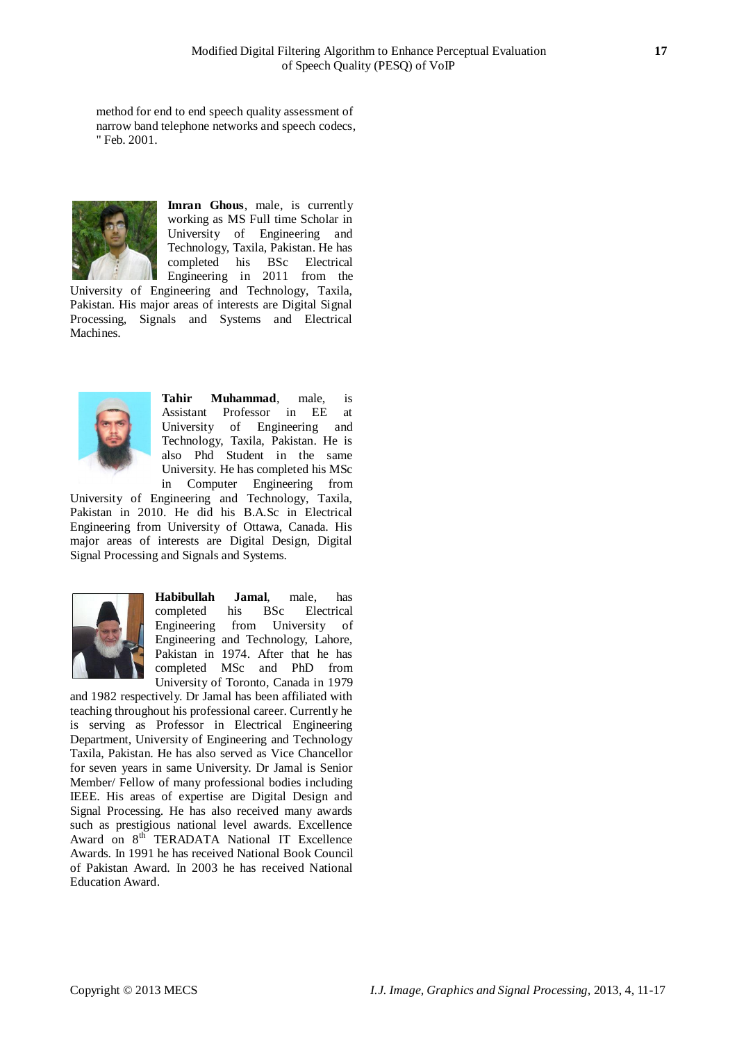method for end to end speech quality assessment of narrow band telephone networks and speech codecs, " Feb. 2001.

**Imran Ghous**, male, is currently working as MS Full time Scholar in University of Engineering and Technology, Taxila, Pakistan. He has completed his BSc Electrical Engineering in 2011 from the University of Engineering and Technology, Taxila, Pakistan. His major areas of interests are Digital Signal Processing, Signals and Systems and Electrical Machines.

**Tahir Muhammad**, male, is Assistant Professor in EE at University of Engineering and Technology, Taxila, Pakistan. He is also Phd Student in the same University. He has completed his MSc in Computer Engineering from University of Engineering and Technology, Taxila, Pakistan in 2010. He did his B.A.Sc in Electrical Engineering from University of Ottawa, Canada. His major areas of interests are Digital Design, Digital Signal Processing and Signals and Systems.

**Habibullah Jamal**, male, has completed his BSc Electrical Engineering from University of Engineering and Technology, Lahore, Pakistan in 1974. After that he has completed MSc and PhD from University of Toronto, Canada in 1979 and 1982 respectively. Dr Jamal has been affiliated with teaching throughout his professional career. Currently he is serving as Professor in Electrical Engineering Department, University of Engineering and Technology Taxila, Pakistan. He has also served as Vice Chancellor for seven years in same University. Dr Jamal is Senior Member/ Fellow of many professional bodies including IEEE. His areas of expertise are Digital Design and Signal Processing. He has also received many awards such as prestigious national level awards. Excellence Award on 8th TERADATA National IT Excellence Awards. In 1991 he has received National Book Council of Pakistan Award. In 2003 he has received National Education Award.